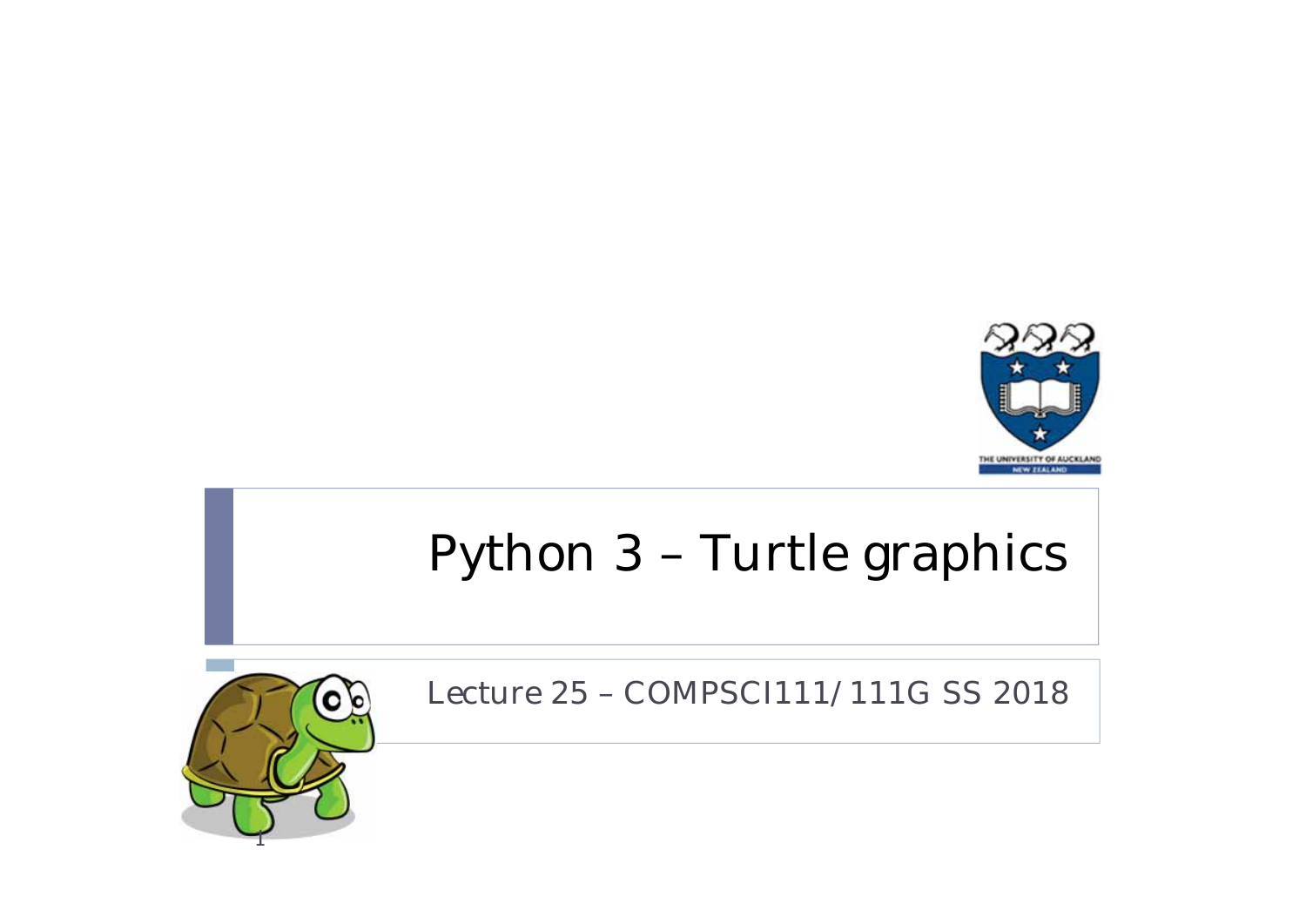# Python 3 – Turtle graphics

Lecture 25 – COMPSCI111/111G SS 2018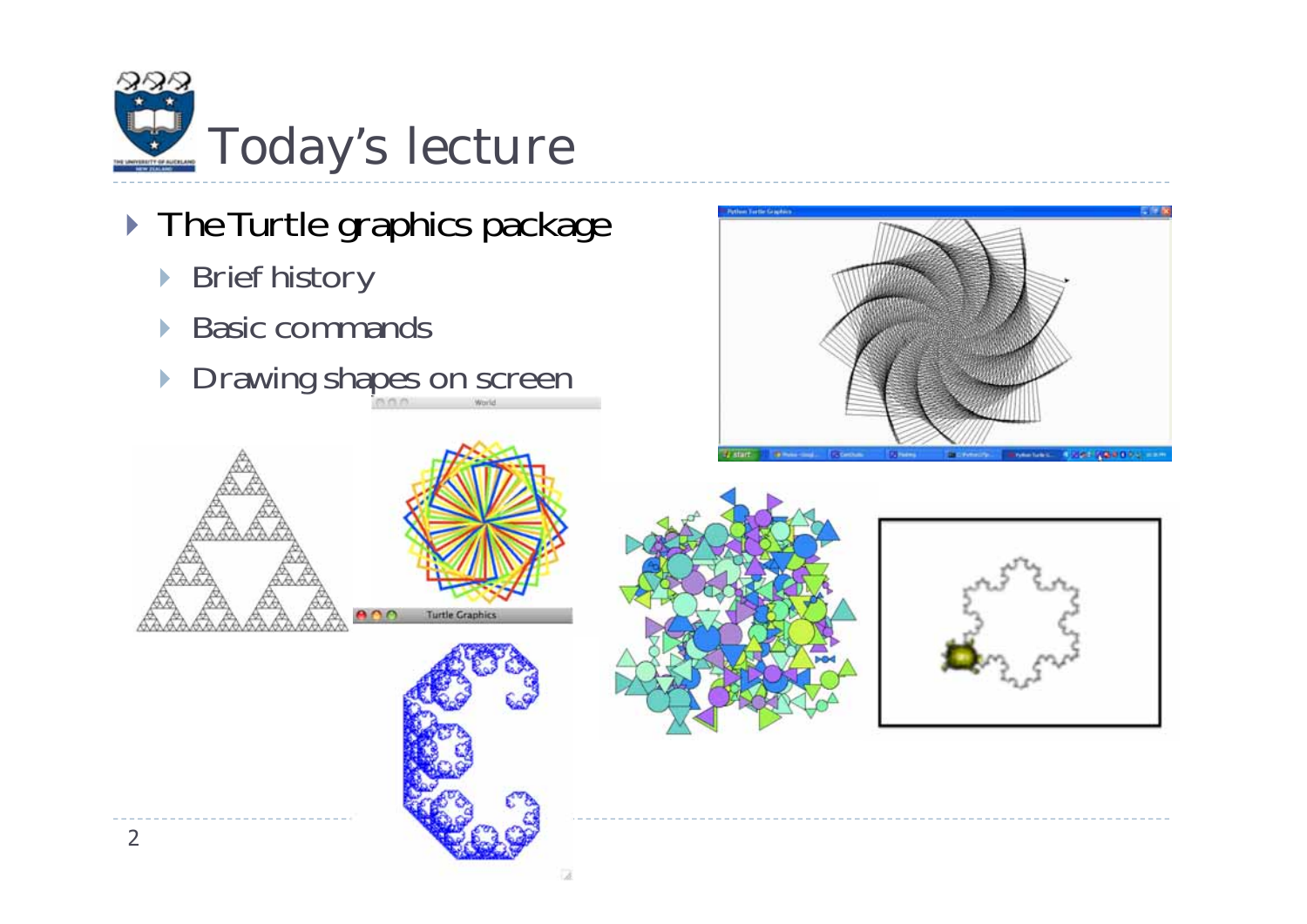# Today's lecture

- The Turtle graphics package
  - Brief history
  - Basic commands
  - Drawing shapes on screen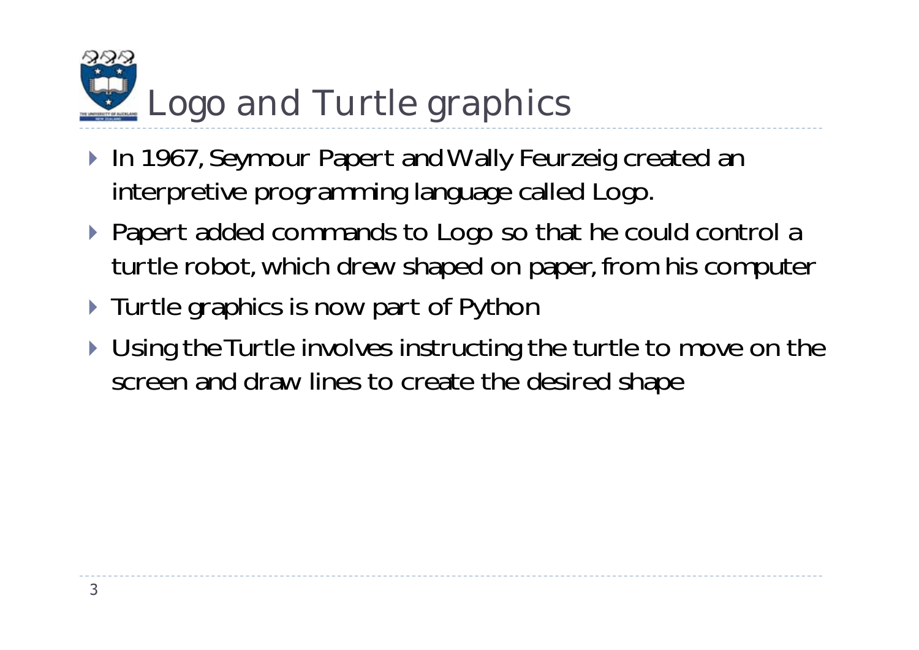# Logo and Turtle graphics

- In 1967, Seymour Papert and Wally Feurzeig created an interpretive programming language called Logo.
- Papert added commands to Logo so that he could control a turtle robot, which drew shaped on paper, from his computer
- Turtle graphics is now part of Python
- Using the Turtle involves instructing the turtle to move on the screen and draw lines to create the desired shape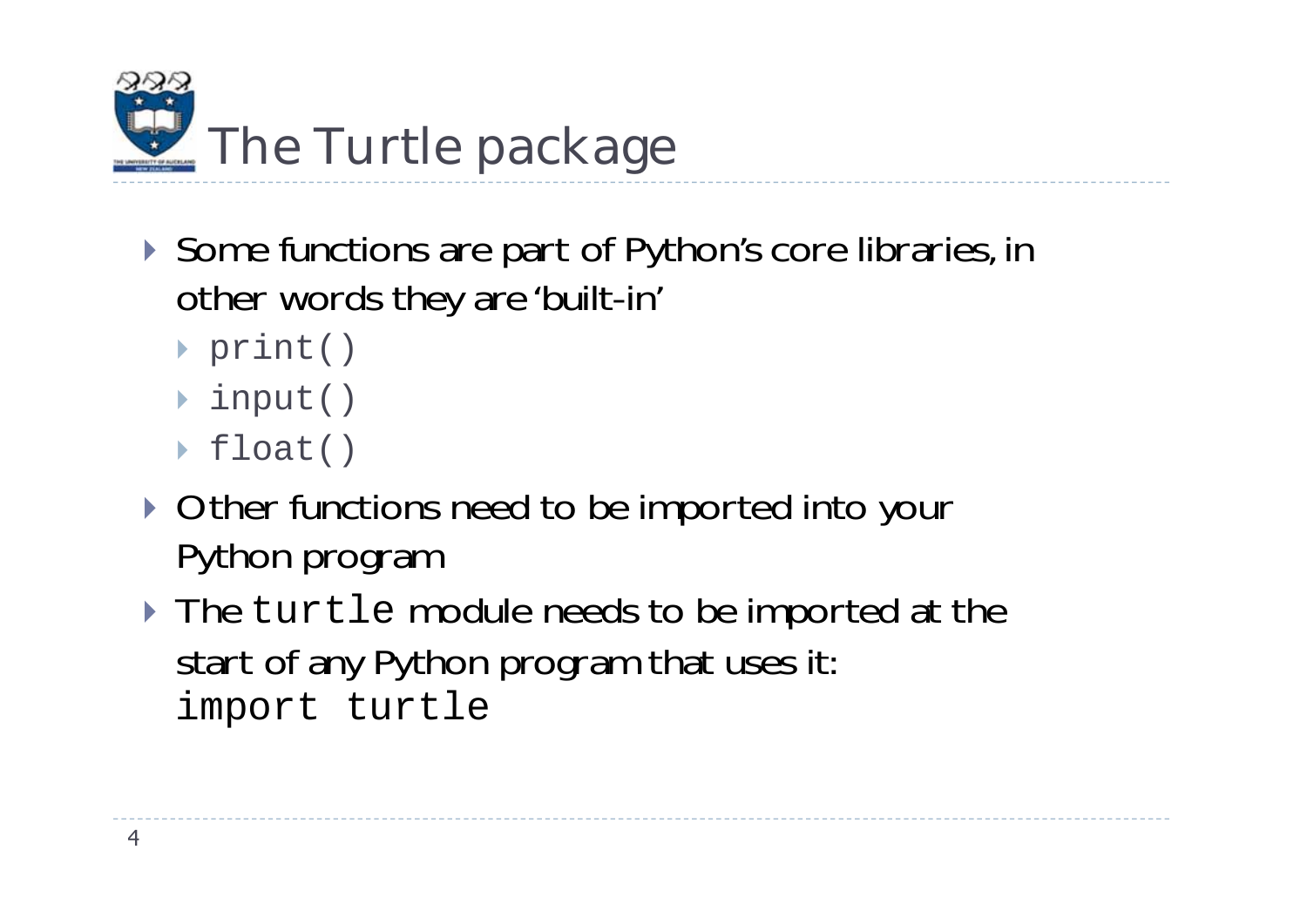# The Turtle package

- Some functions are part of Python's core libraries, in other words they are 'built-in'
  - `print()`
  - `input()`
  - `float()`
- Other functions need to be imported into your Python program
- The `turtle` module needs to be imported at the start of any Python program that uses it:

```
import turtle
```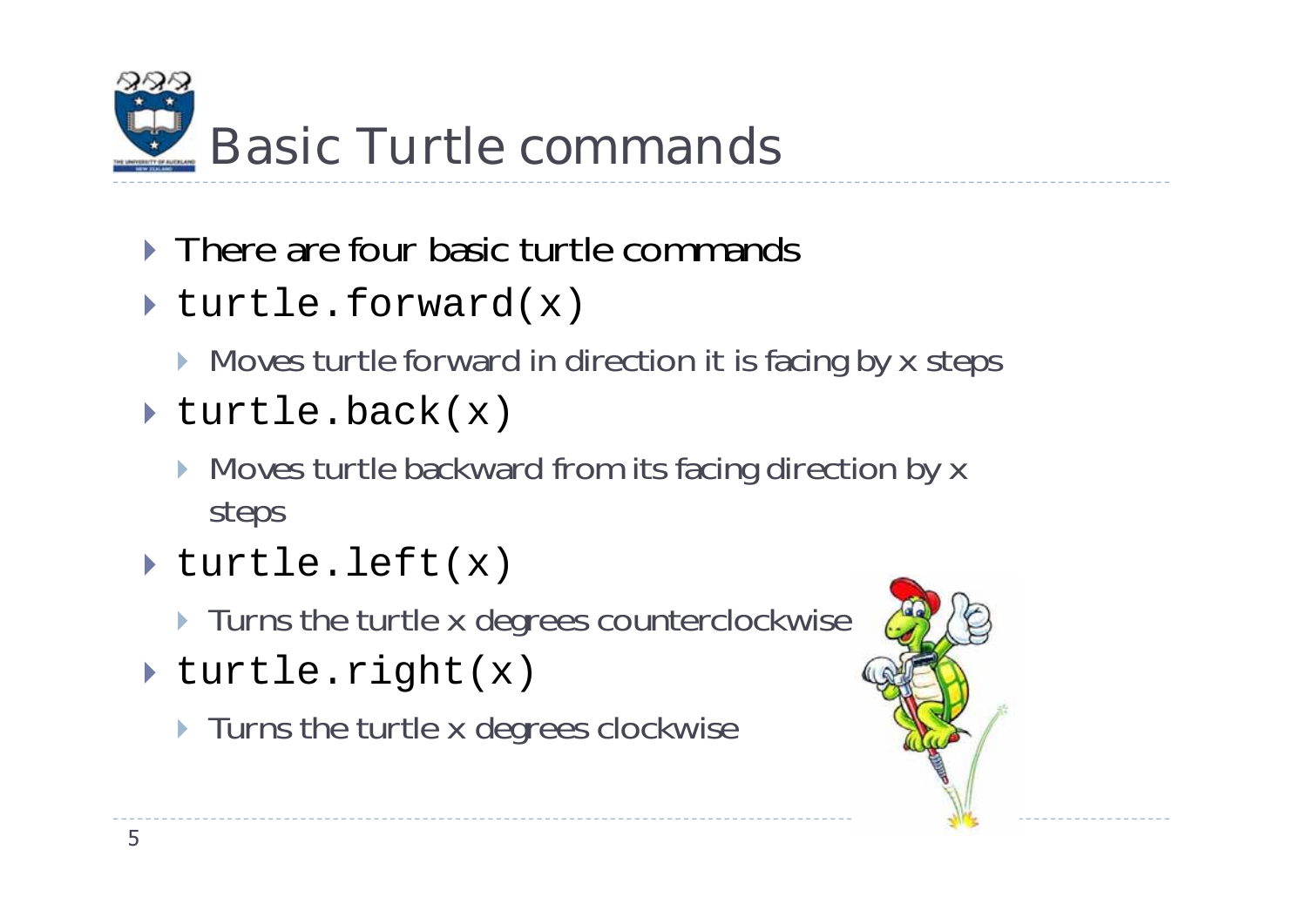# Basic Turtle commands

- There are four basic turtle commands
- `turtle.forward(x)`
  - Moves turtle forward in direction it is facing by x steps
- `turtle.back(x)`
  - Moves turtle backward from its facing direction by x steps
- `turtle.left(x)`
  - Turns the turtle x degrees counterclockwise
- `turtle.right(x)`
  - Turns the turtle x degrees clockwise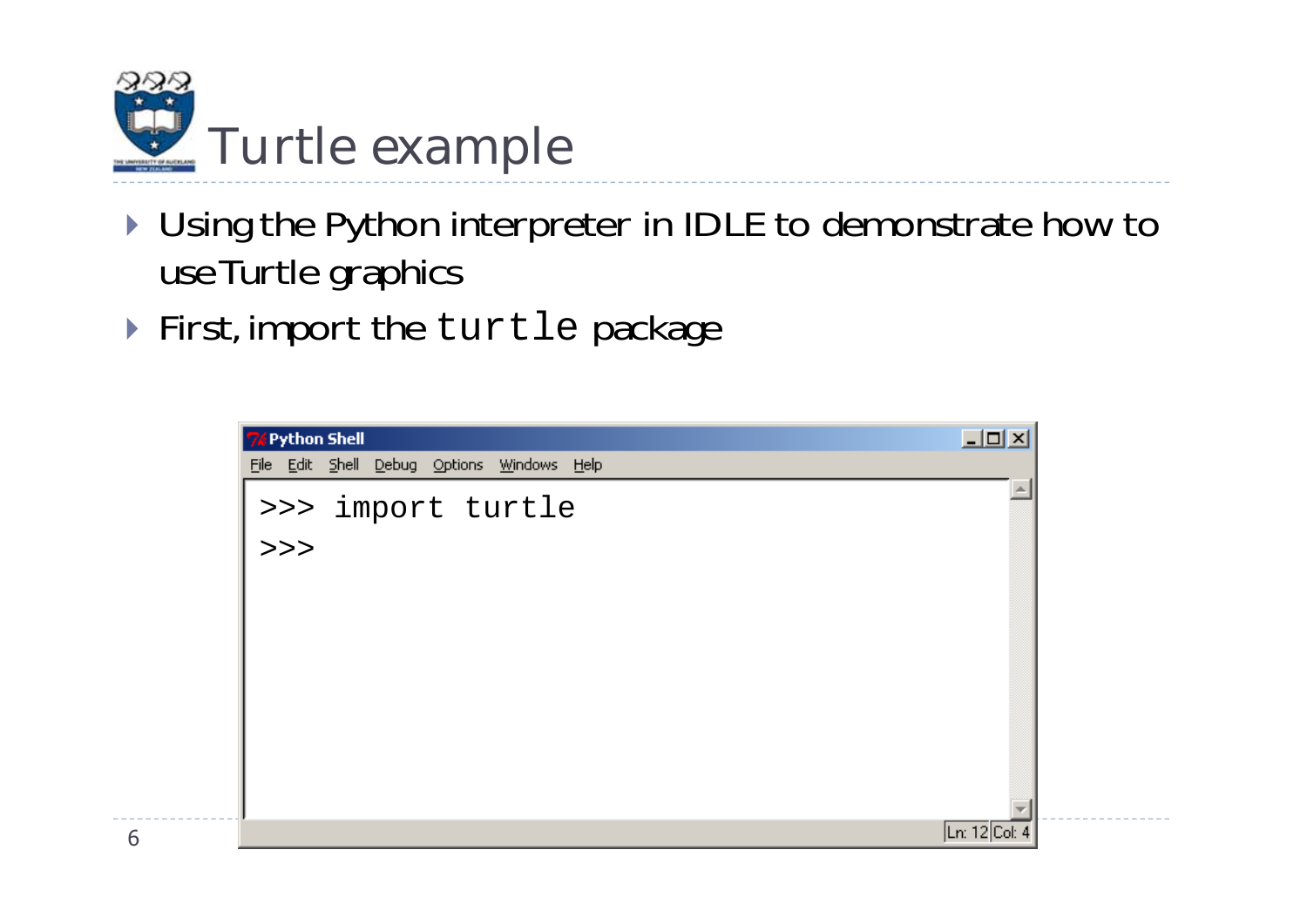# Turtle example

- Using the Python interpreter in IDLE to demonstrate how to use Turtle graphics
- First, import the `turtle` package

```
>>> import turtle
>>>
```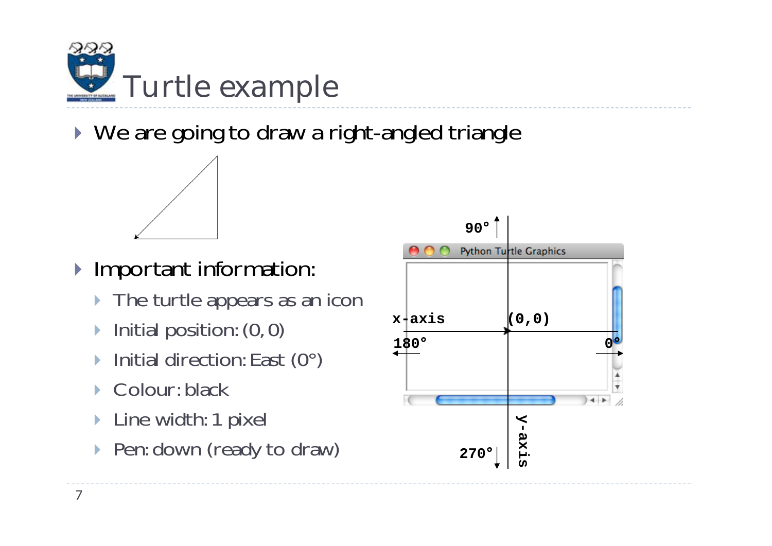# Turtle example

- We are going to draw a right-angled triangle
- Important information:
  - The turtle appears as an icon
  - Initial position: (0, 0)
  - Initial direction: East (0°)
  - Colour: black
  - Line width: 1 pixel
  - Pen: down (ready to draw)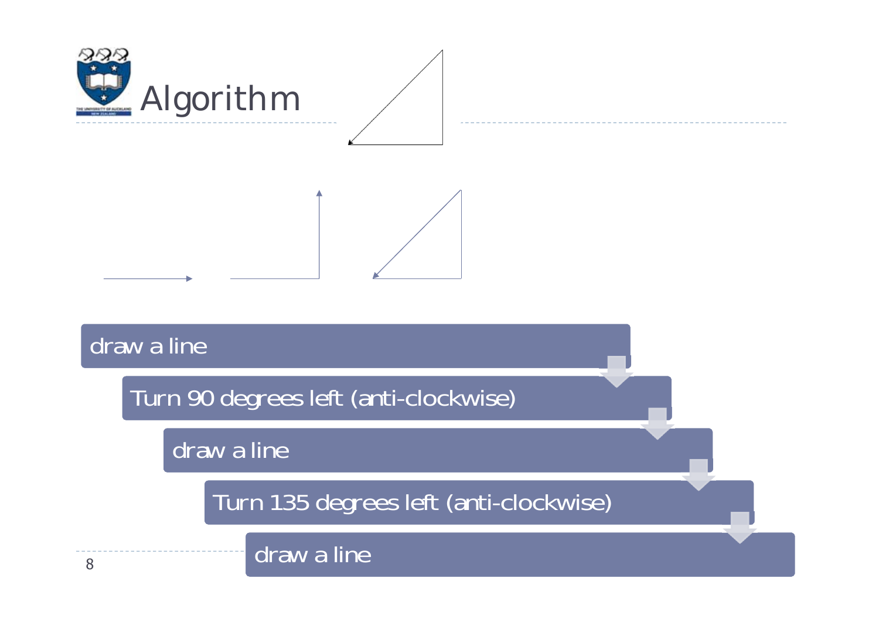# Algorithm

- draw a line
- Turn 90 degrees left (anti-clockwise)
- draw a line
- Turn 135 degrees left (anti-clockwise)
- draw a line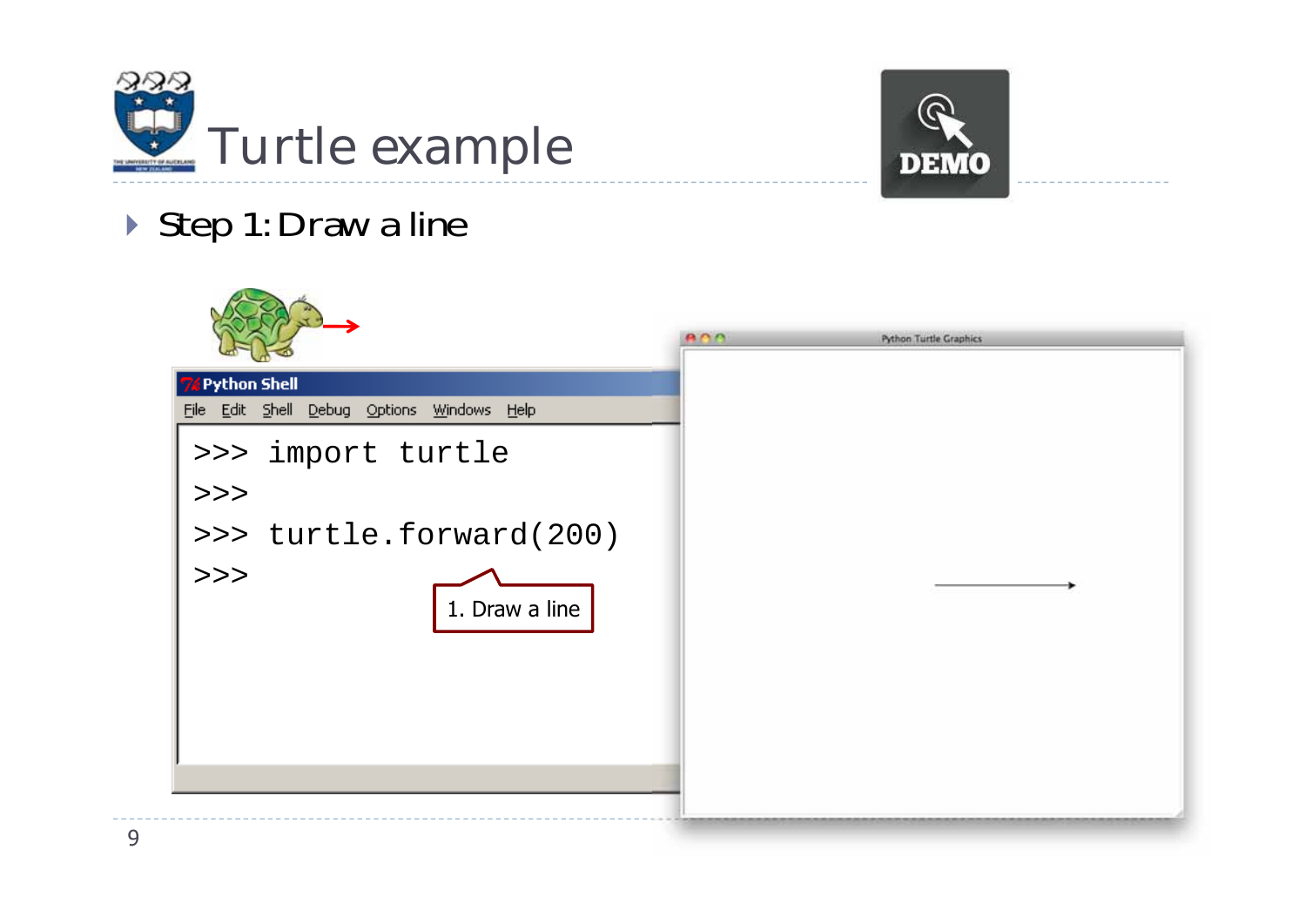# Turtle example

- Step 1: Draw a line

```
>>> import turtle
>>>
>>> turtle.forward(200)
>>>
```

1. Draw a line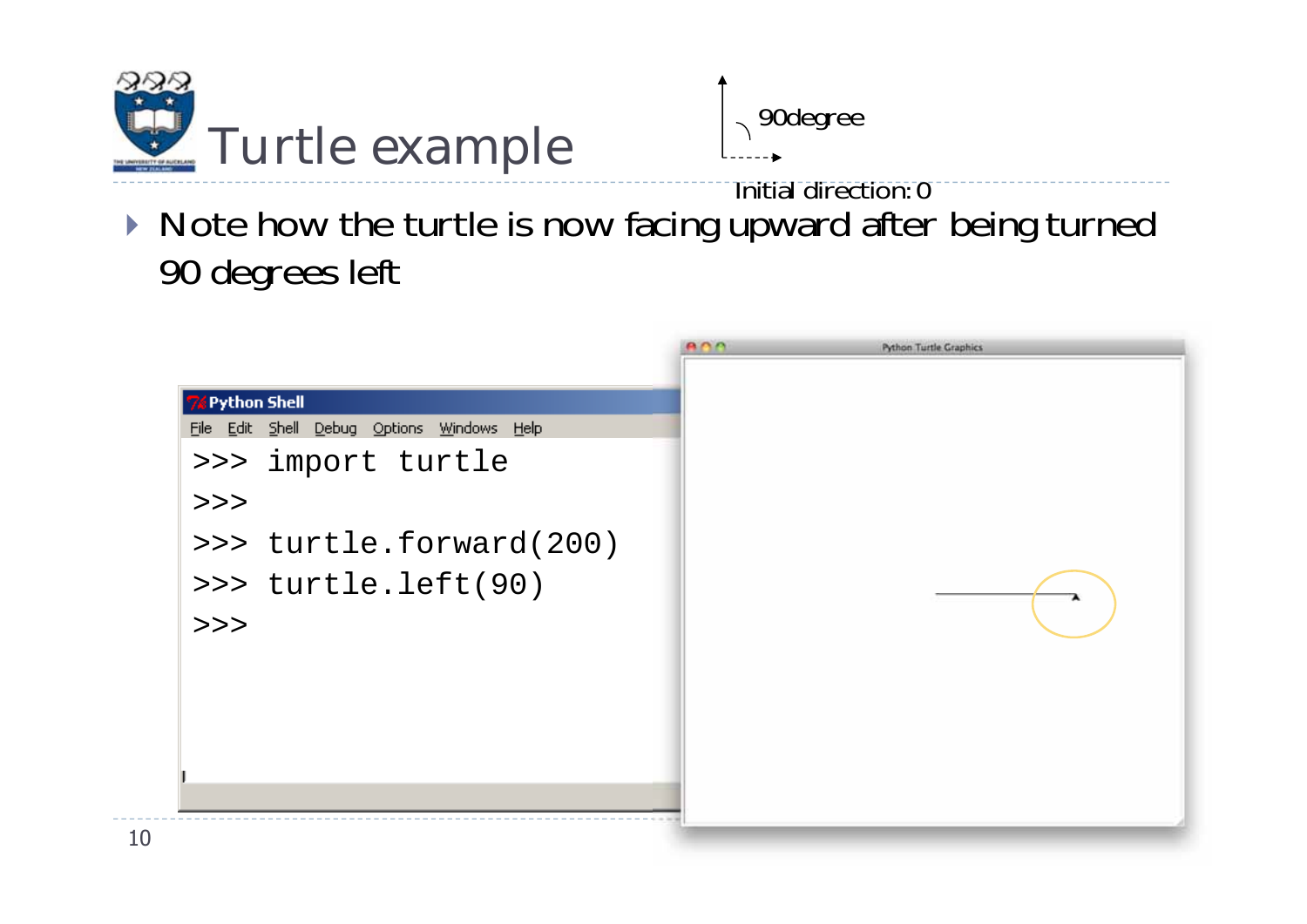# Turtle example

90degree

Initial direction: 0

- Note how the turtle is now facing upward after being turned 90 degrees left

```
>>> import turtle
>>>
>>> turtle.forward(200)
>>> turtle.left(90)
>>>
```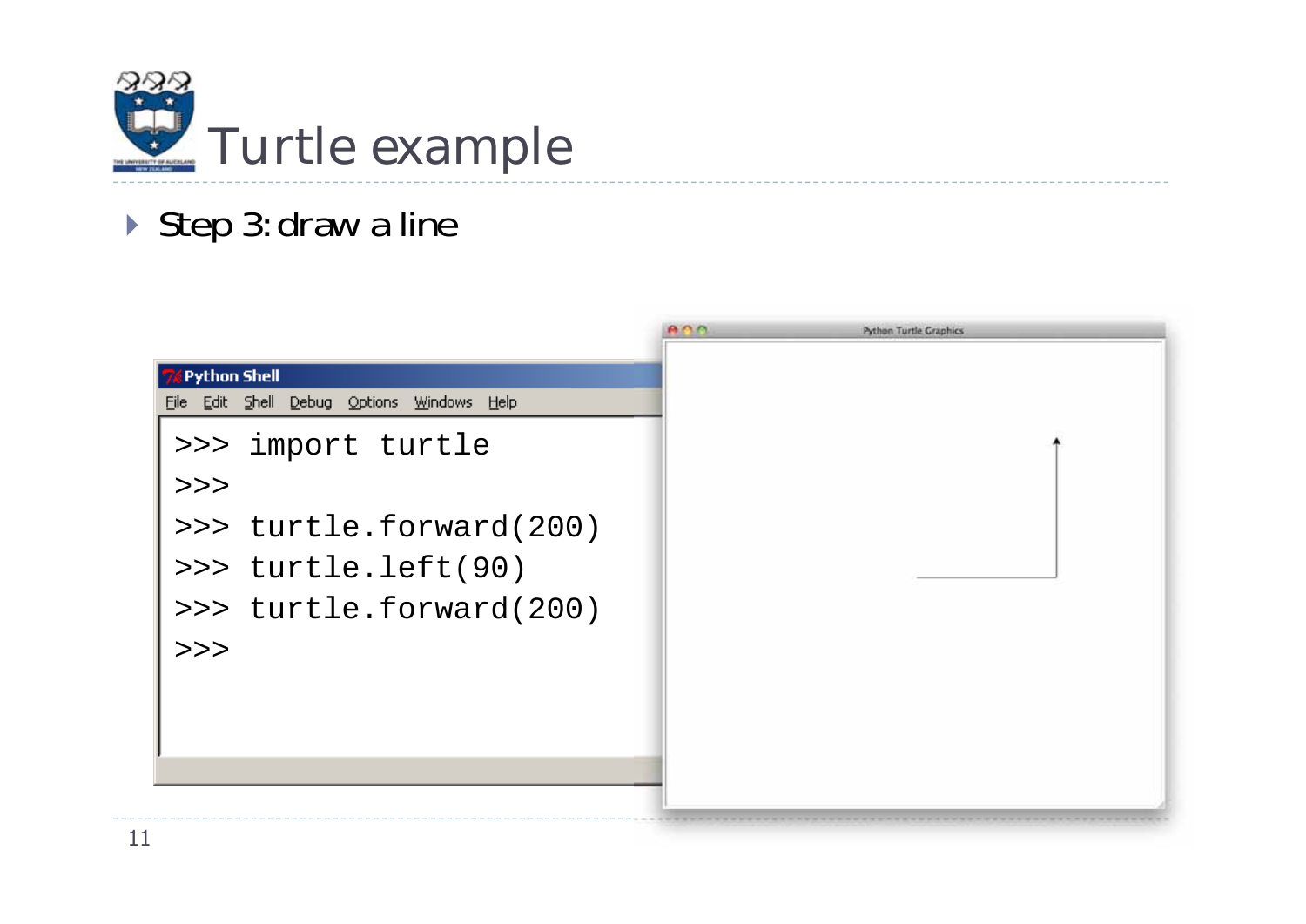# Turtle example

- Step 3: draw a line

```
>>> import turtle
>>>
>>> turtle.forward(200)
>>> turtle.left(90)
>>> turtle.forward(200)
>>>
```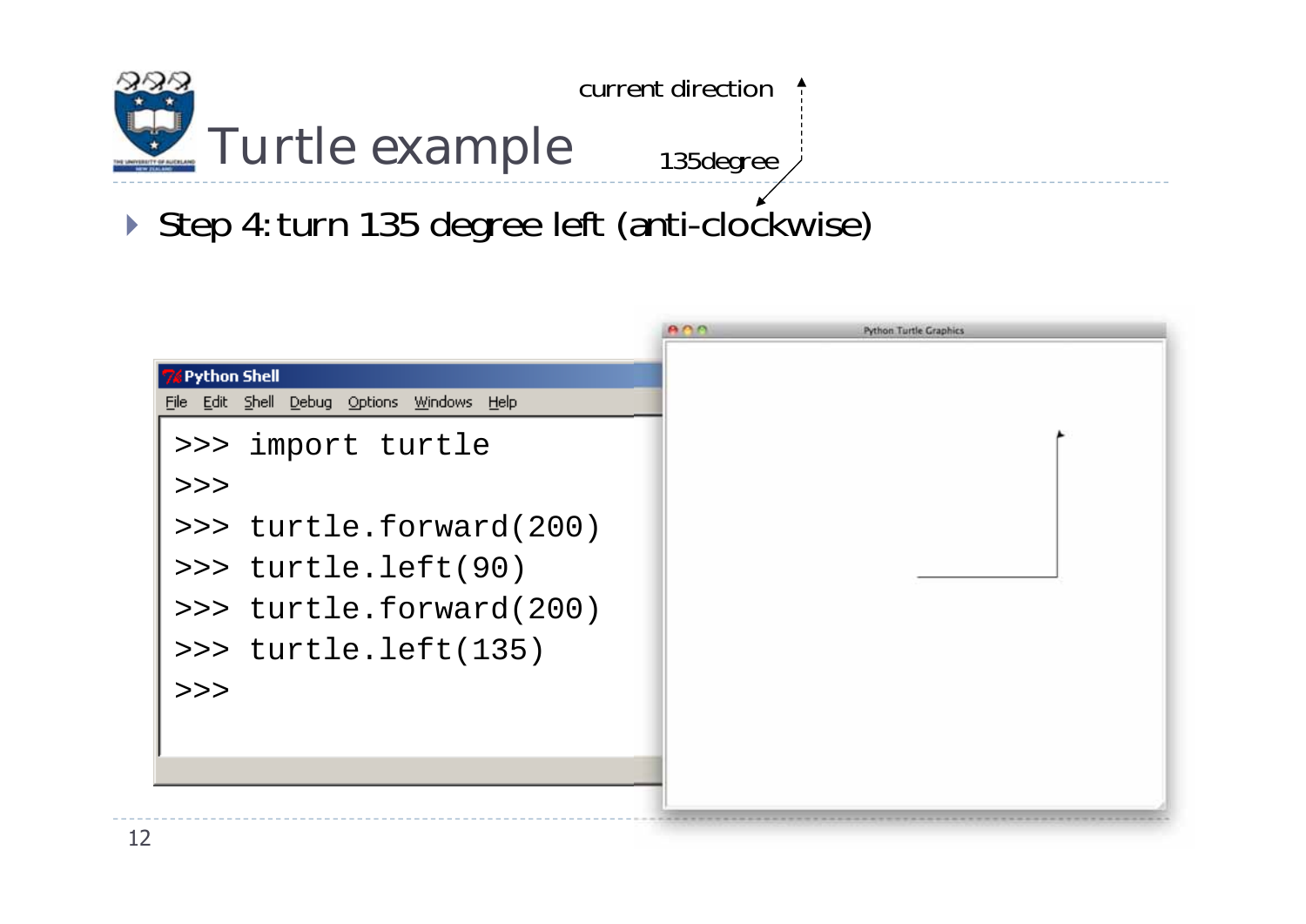# Turtle example

current direction

135degree

- Step 4: turn 135 degree left (anti-clockwise)

```
>>> import turtle
>>>
>>> turtle.forward(200)
>>> turtle.left(90)
>>> turtle.forward(200)
>>> turtle.left(135)
>>>
```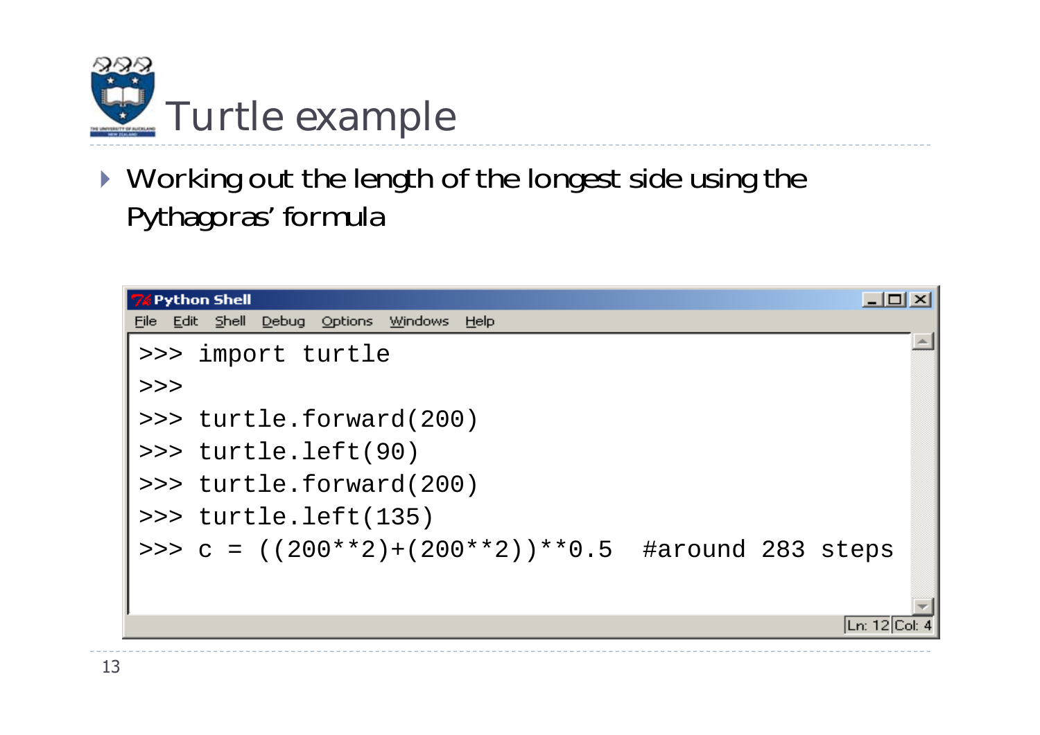# Turtle example

- Working out the length of the longest side using the Pythagoras' formula

```
>>> import turtle
>>>
>>> turtle.forward(200)
>>> turtle.left(90)
>>> turtle.forward(200)
>>> turtle.left(135)
>>> c = ((200**2)+(200**2))**0.5  #around 283 steps
```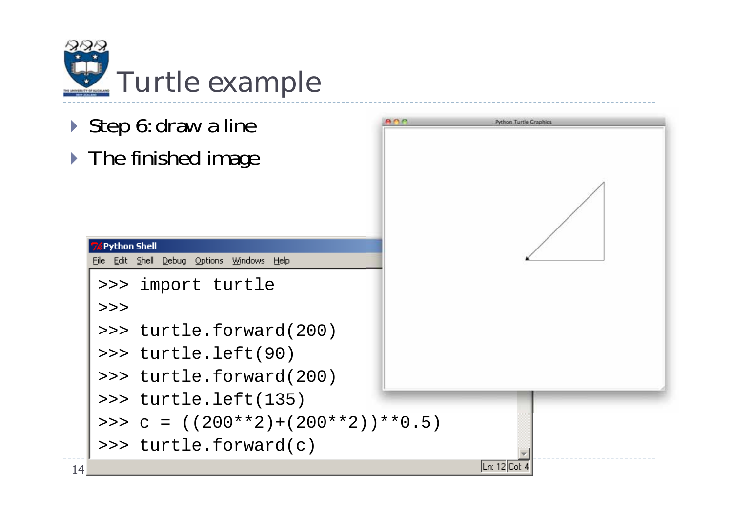# Turtle example

- Step 6: draw a line
- The finished image

```
>>> import turtle
>>>
>>> turtle.forward(200)
>>> turtle.left(90)
>>> turtle.forward(200)
>>> turtle.left(135)
>>> c = ((200**2)+(200**2))**0.5
>>> turtle.forward(c)
```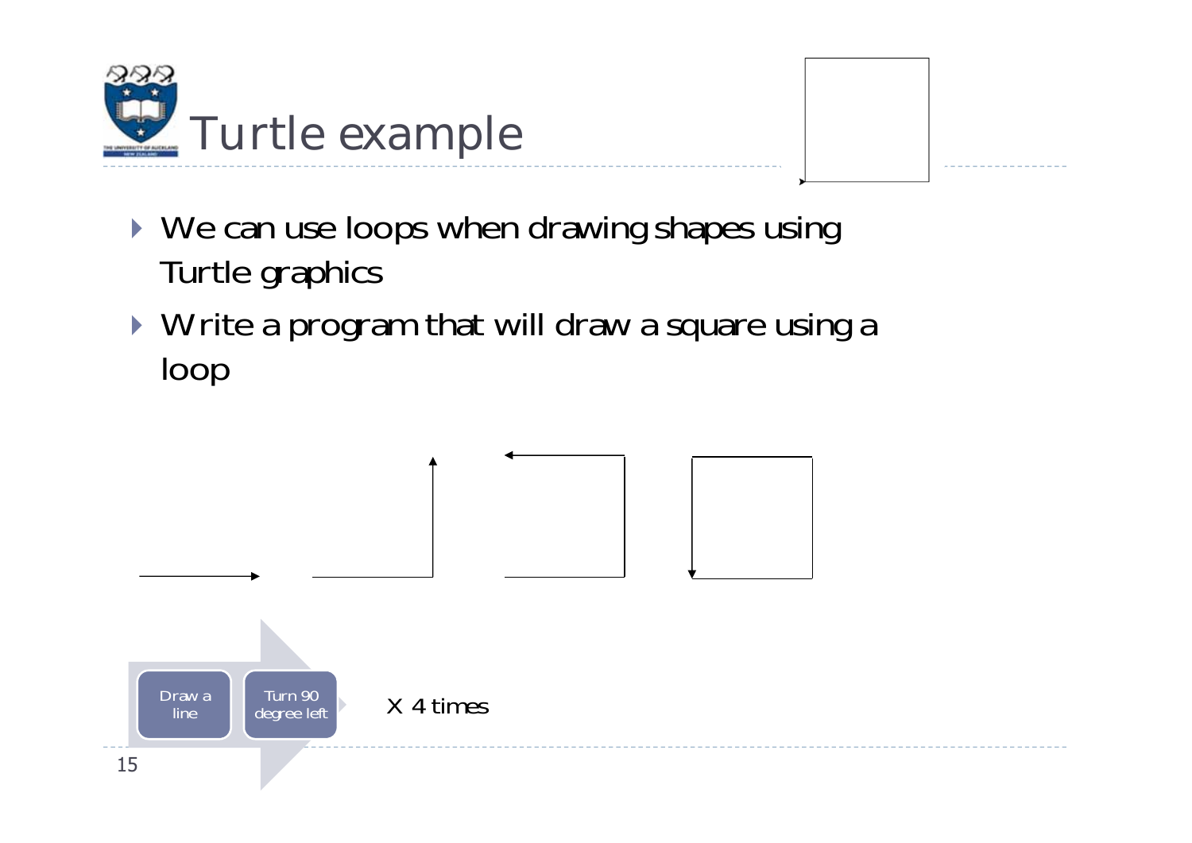# Turtle example

- We can use loops when drawing shapes using Turtle graphics
- Write a program that will draw a square using a loop

Draw a line → Turn 90 degree left

X 4 times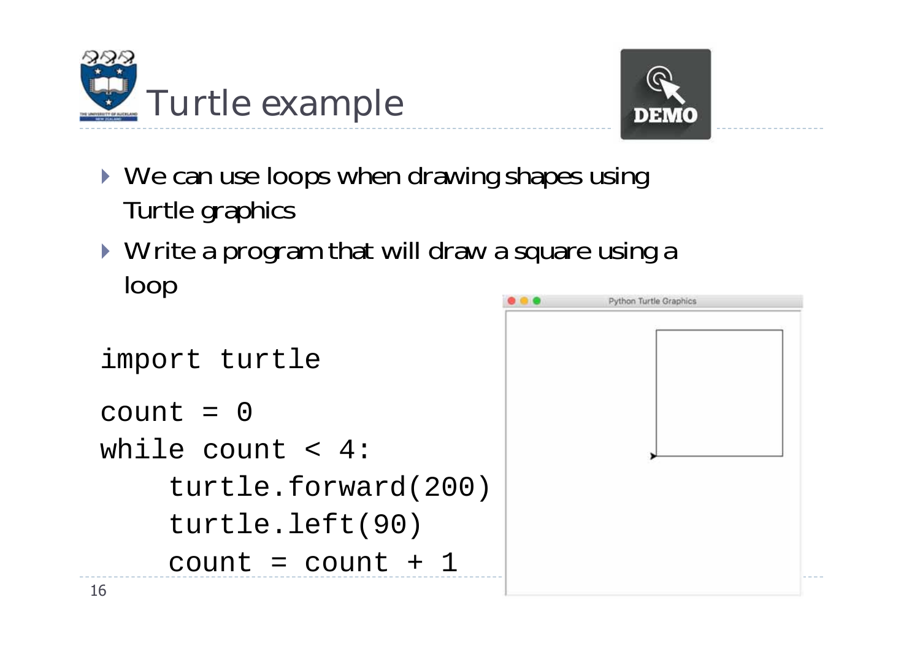# Turtle example

DEMO

- We can use loops when drawing shapes using Turtle graphics
- Write a program that will draw a square using a loop

```
import turtle

count = 0
while count < 4:
    turtle.forward(200)
    turtle.left(90)
    count = count + 1
```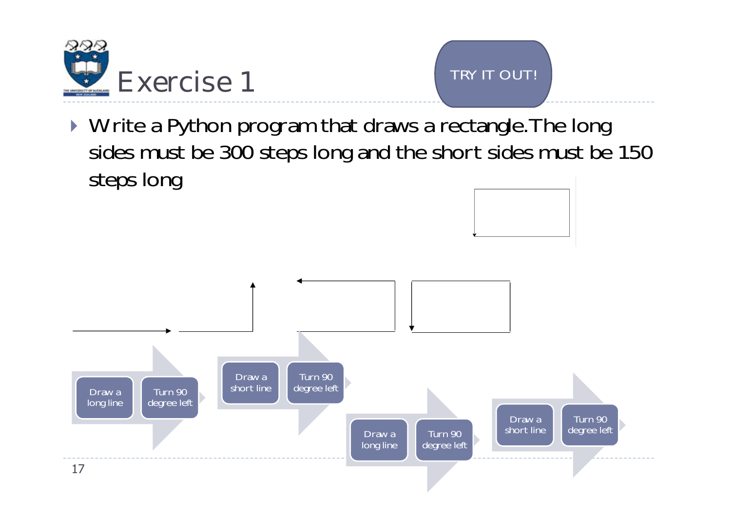# Exercise 1

TRY IT OUT!

- Write a Python program that draws a rectangle. The long sides must be 300 steps long and the short sides must be 150 steps long

Draw a long line → Turn 90 degree left

Draw a short line → Turn 90 degree left

Draw a long line → Turn 90 degree left

Draw a short line → Turn 90 degree left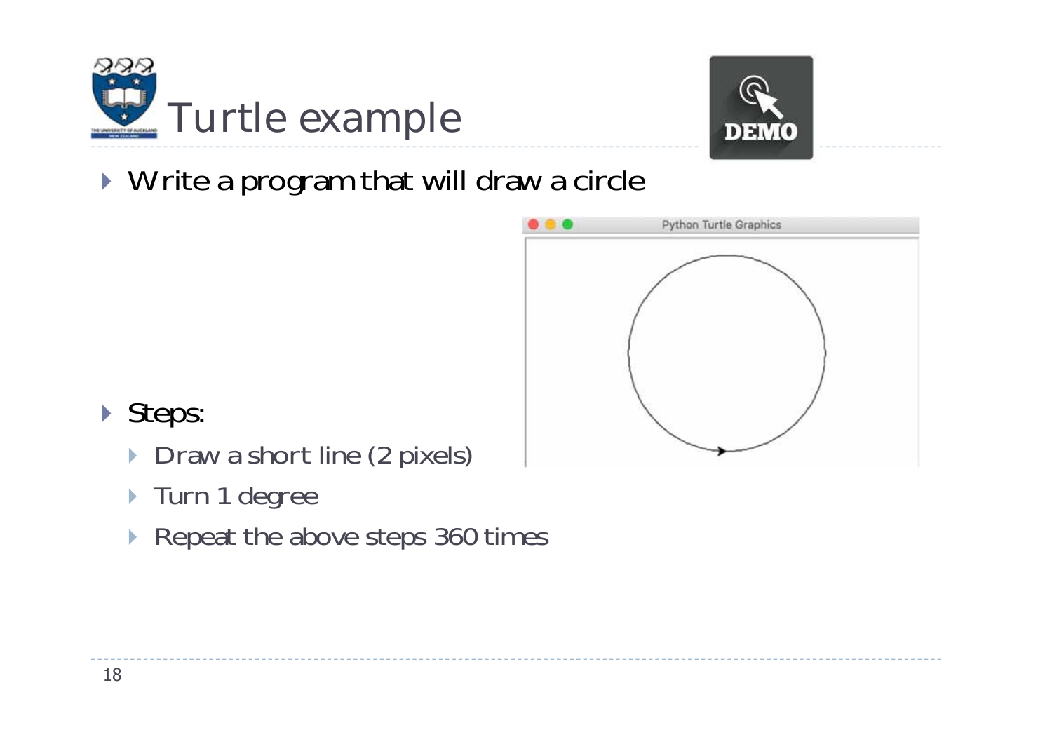# Turtle example

- Write a program that will draw a circle

- Steps:
  - Draw a short line (2 pixels)
  - Turn 1 degree
  - Repeat the above steps 360 times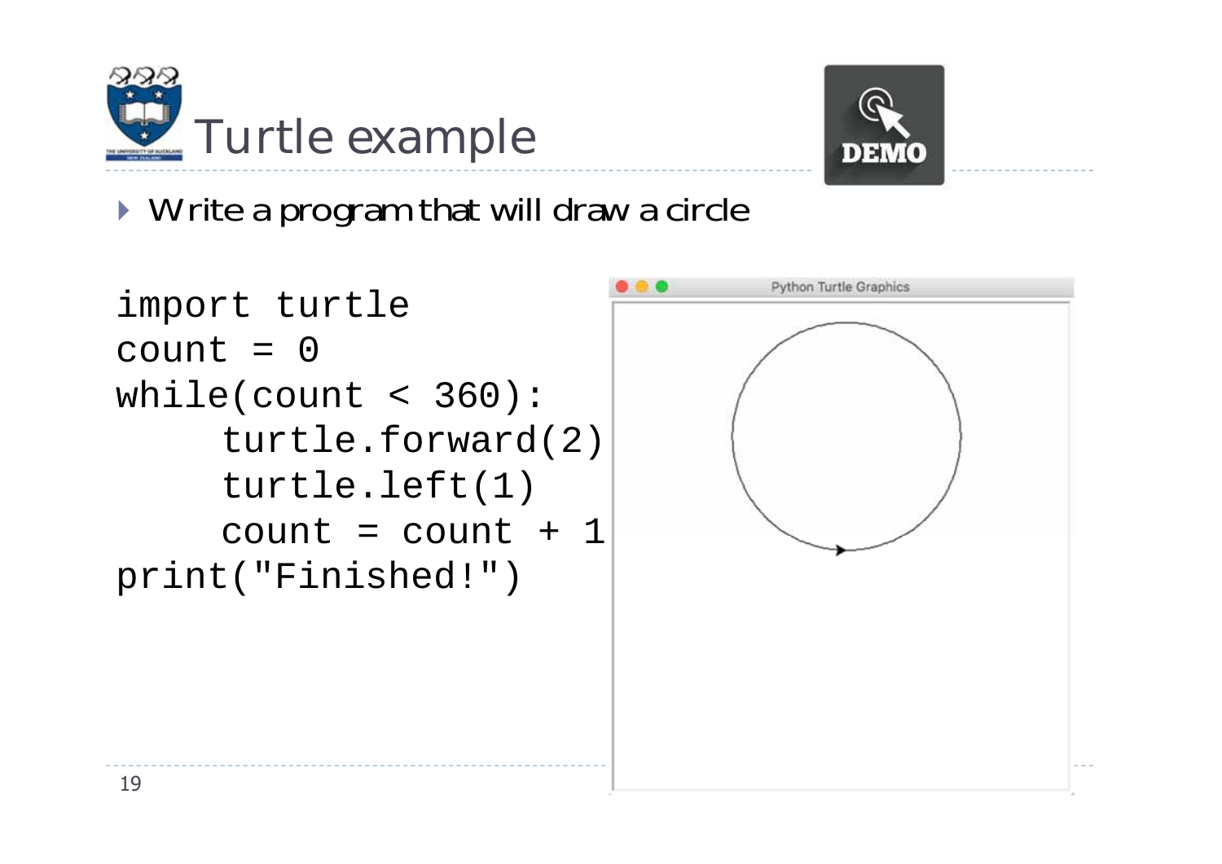# Turtle example

- Write a program that will draw a circle

```
import turtle
count = 0
while(count < 360):
    turtle.forward(2)
    turtle.left(1)
    count = count + 1
print("Finished!")
```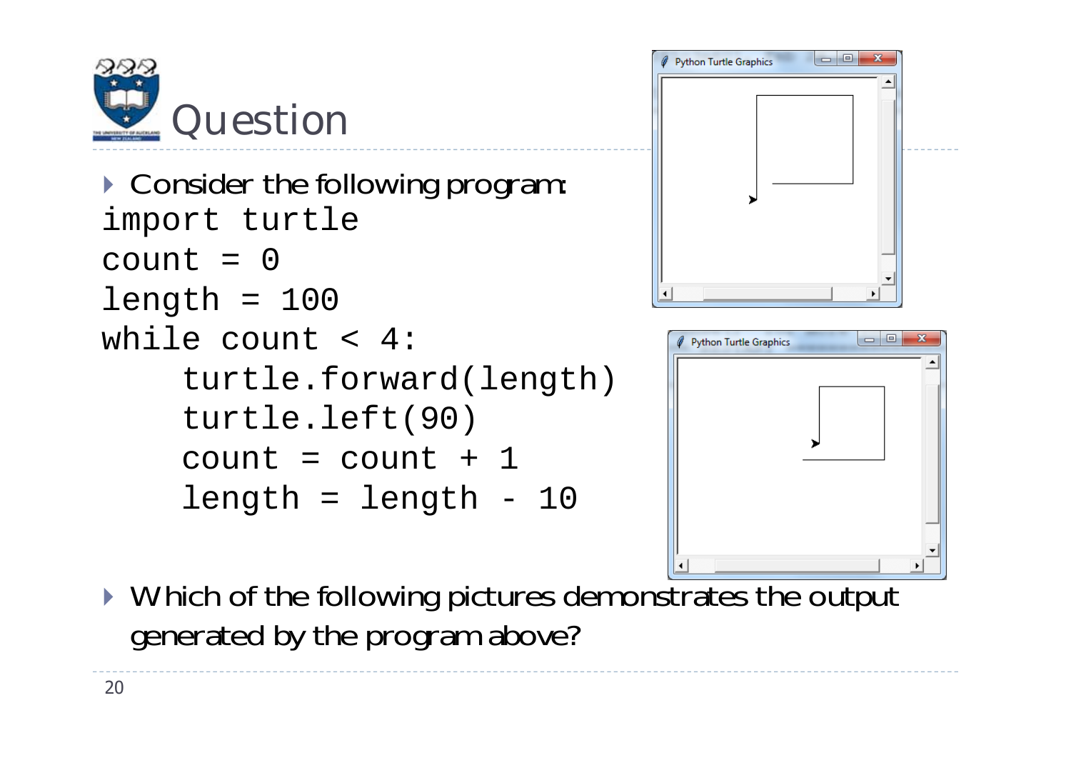# Question

- Consider the following program:

```
import turtle
count = 0
length = 100
while count < 4:
    turtle.forward(length)
    turtle.left(90)
    count = count + 1
    length = length - 10
```

- Which of the following pictures demonstrates the output generated by the program above?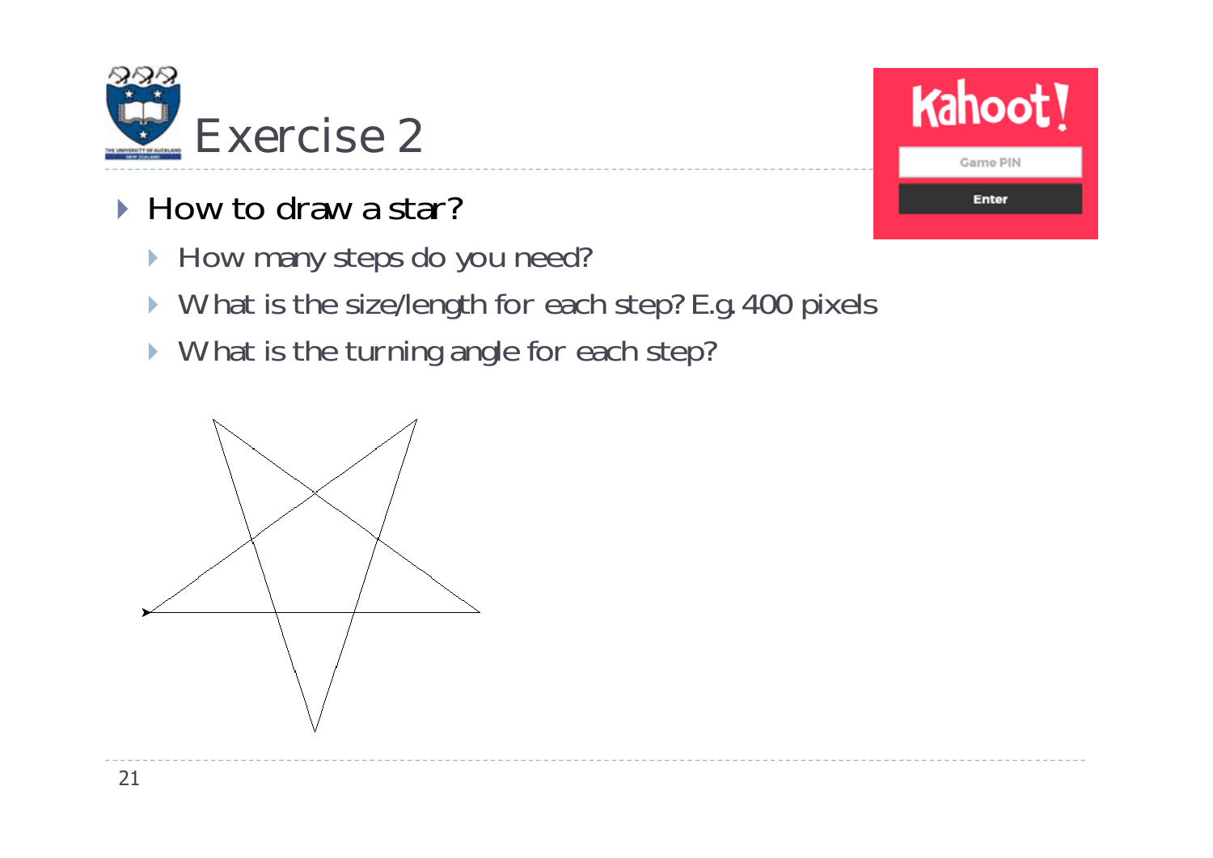# Exercise 2

- How to draw a star?
  - How many steps do you need?
  - What is the size/length for each step? E.g. 400 pixels
  - What is the turning angle for each step?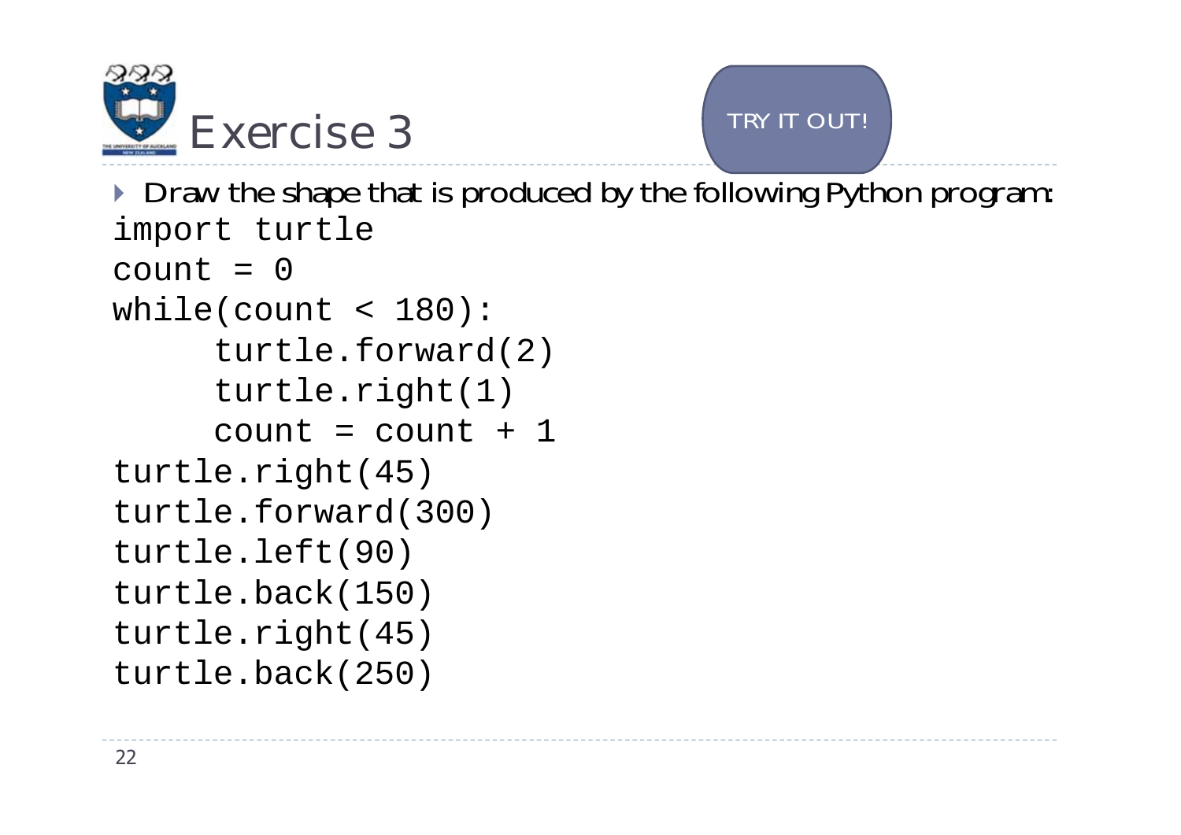# Exercise 3

TRY IT OUT!

- Draw the shape that is produced by the following Python program:

```
import turtle
count = 0
while(count < 180):
     turtle.forward(2)
     turtle.right(1)
     count = count + 1
turtle.right(45)
turtle.forward(300)
turtle.left(90)
turtle.back(150)
turtle.right(45)
turtle.back(250)
```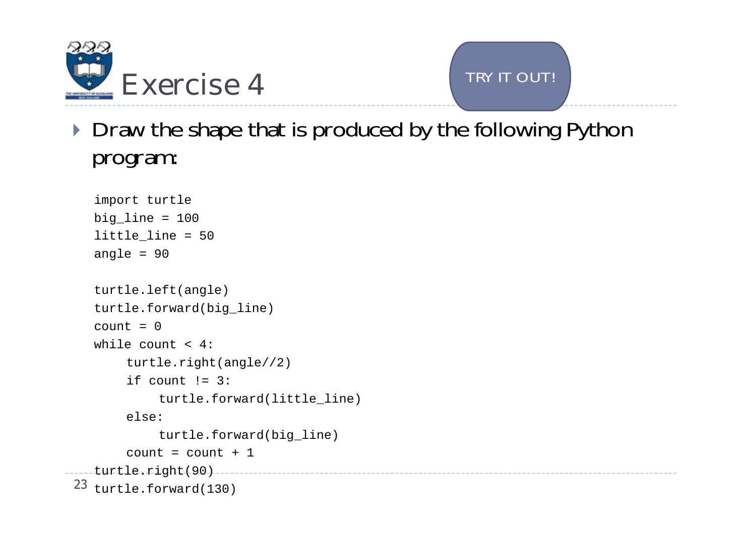# Exercise 4

TRY IT OUT!

- Draw the shape that is produced by the following Python program:

```
import turtle
big_line = 100
little_line = 50
angle = 90

turtle.left(angle)
turtle.forward(big_line)
count = 0
while count < 4:
    turtle.right(angle//2)
    if count != 3:
        turtle.forward(little_line)
    else:
        turtle.forward(big_line)
    count = count + 1
turtle.right(90)
turtle.forward(130)
```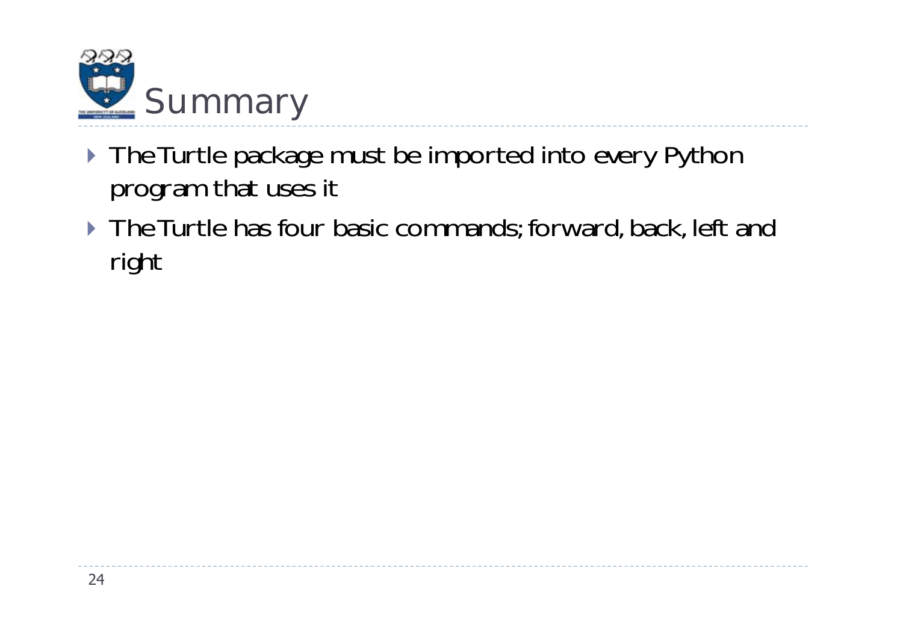# Summary

- The Turtle package must be imported into every Python program that uses it
- The Turtle has four basic commands; forward, back, left and right